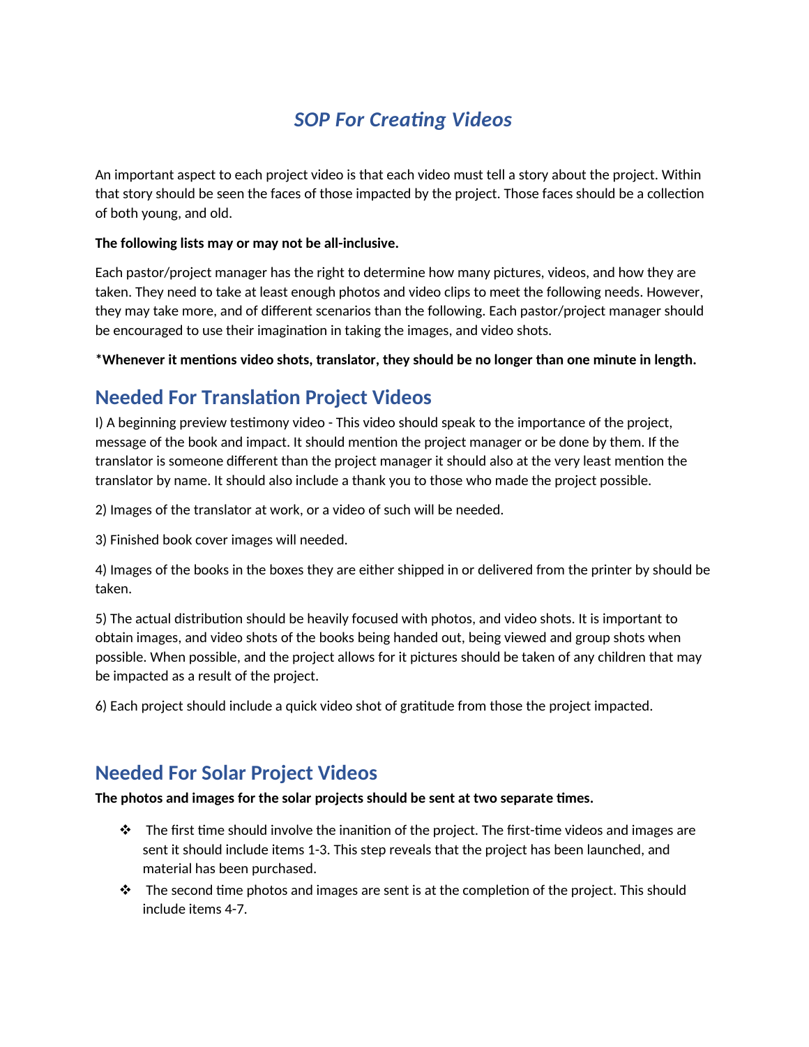# *SOP For Creating Videos*

An important aspect to each project video is that each video must tell a story about the project. Within that story should be seen the faces of those impacted by the project. Those faces should be a collection of both young, and old.

**The following lists may or may not be all-inclusive.**

Each pastor/project manager has the right to determine how many pictures, videos, and how they are taken. They need to take at least enough photos and video clips to meet the following needs. However, they may take more, and of different scenarios than the following. Each pastor/project manager should be encouraged to use their imagination in taking the images, and video shots.

**\*Whenever it mentions video shots, translator, they should be no longer than one minute in length.**

## Needed For Translation Project Videos

I) A beginning preview testimony video - This video should speak to the importance of the project, message of the book and impact. It should mention the project manager or be done by them. If the translator is someone different than the project manager it should also at the very least mention the translator by name. It should also include a thank you to those who made the project possible.

2) Images of the translator at work, or a video of such will be needed.

3) Finished book cover images will needed.

4) Images of the books in the boxes they are either shipped in or delivered from the printer by should be taken.

5) The actual distribution should be heavily focused with photos, and video shots. It is important to obtain images, and video shots of the books being handed out, being viewed and group shots when possible. When possible, and the project allows for it pictures should be taken of any children that may be impacted as a result of the project.

6) Each project should include a quick video shot of gratitude from those the project impacted.

## Needed For Solar Project Videos

**The photos and images for the solar projects should be sent at two separate times.**

- The first time should involve the inanition of the project. The first-time videos and images are sent it should include items 1-3. This step reveals that the project has been launched, and material has been purchased.
- The second time photos and images are sent is at the completion of the project. This should include items 4-7.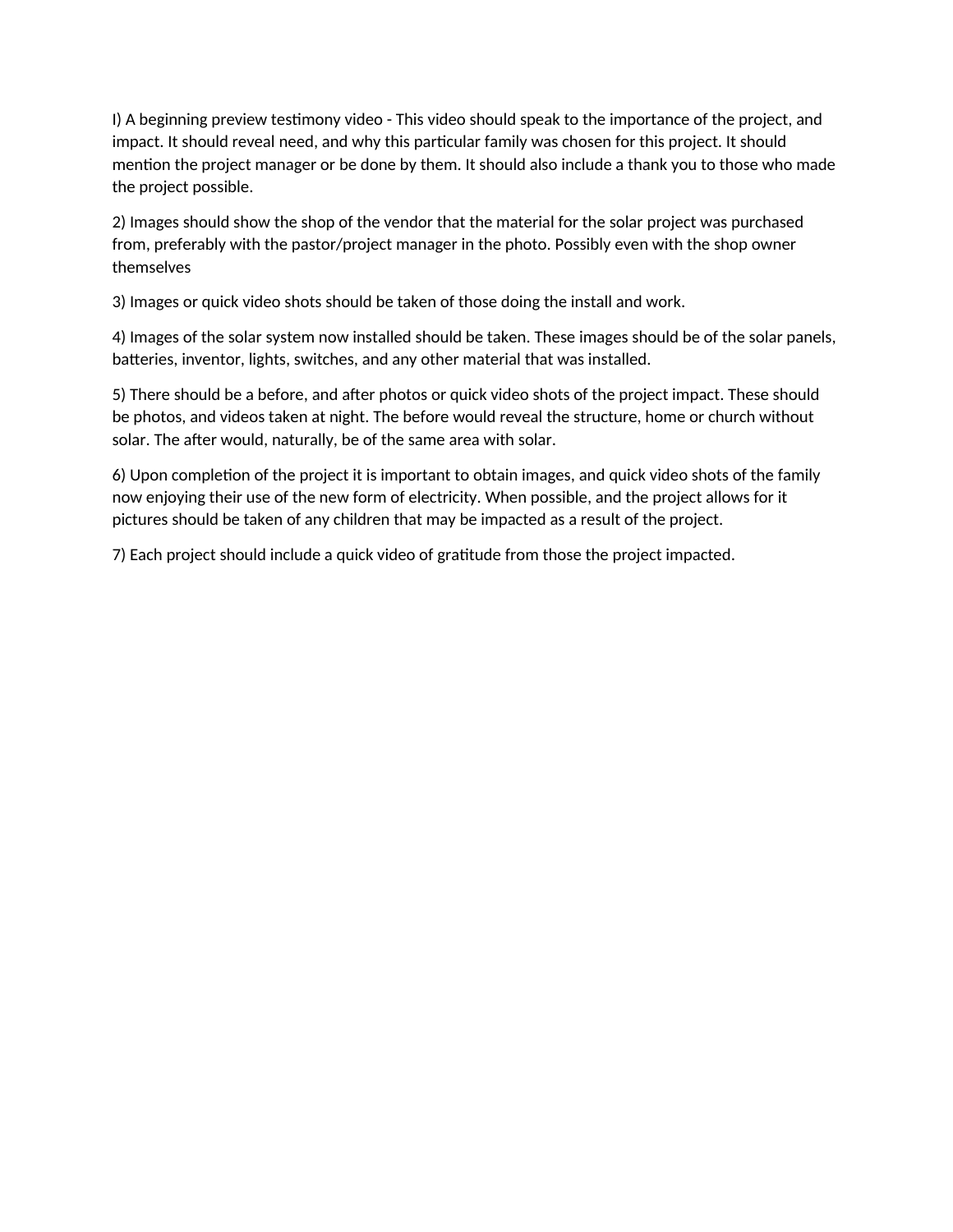I) A beginning preview testimony video - This video should speak to the importance of the project, and impact. It should reveal need, and why this particular family was chosen for this project. It should mention the project manager or be done by them. It should also include a thank you to those who made the project possible.

2) Images should show the shop of the vendor that the material for the solar project was purchased from, preferably with the pastor/project manager in the photo. Possibly even with the shop owner themselves

3) Images or quick video shots should be taken of those doing the install and work.

4) Images of the solar system now installed should be taken. These images should be of the solar panels, batteries, inventor, lights, switches, and any other material that was installed.

5) There should be a before, and after photos or quick video shots of the project impact. These should be photos, and videos taken at night. The before would reveal the structure, home or church without solar. The after would, naturally, be of the same area with solar.

6) Upon completion of the project it is important to obtain images, and quick video shots of the family now enjoying their use of the new form of electricity. When possible, and the project allows for it pictures should be taken of any children that may be impacted as a result of the project.

7) Each project should include a quick video of gratitude from those the project impacted.